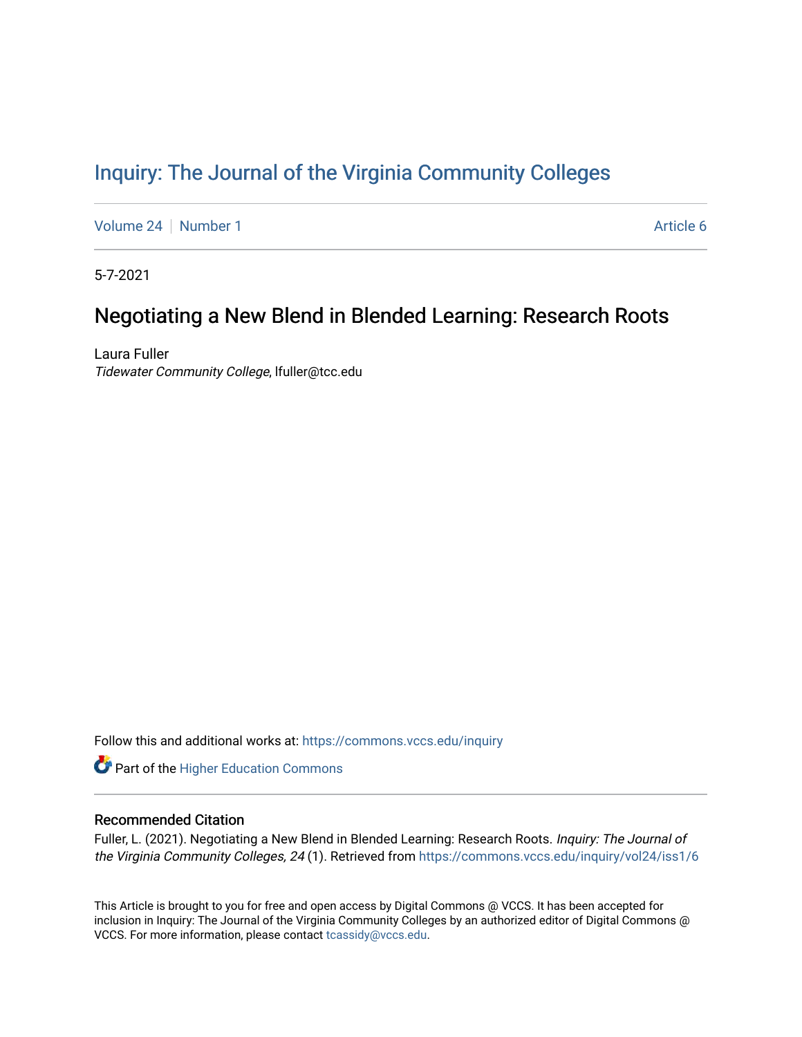# Inquiry: The Journal of the Virginia Community Colleges

Volume 24 | Number 1 Article 6

5-7-2021

## Negotiating a New Blend in Blended Learning: Research Roots

Laura Fuller
*Tidewater Community College*, lfuller@tcc.edu

Follow this and additional works at: https://commons.vccs.edu/inquiry

Part of the Higher Education Commons

### Recommended Citation

Fuller, L. (2021). Negotiating a New Blend in Blended Learning: Research Roots. *Inquiry: The Journal of the Virginia Community Colleges, 24* (1). Retrieved from https://commons.vccs.edu/inquiry/vol24/iss1/6

This Article is brought to you for free and open access by Digital Commons @ VCCS. It has been accepted for inclusion in Inquiry: The Journal of the Virginia Community Colleges by an authorized editor of Digital Commons @ VCCS. For more information, please contact tcassidy@vccs.edu.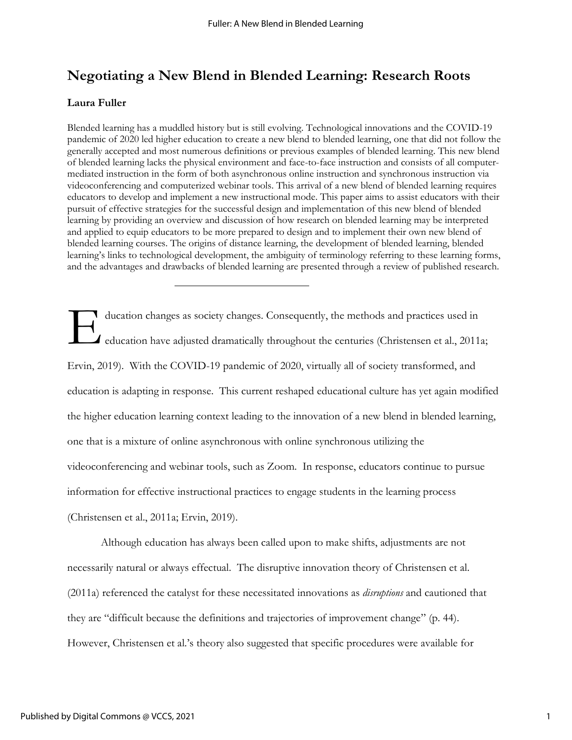# Negotiating a New Blend in Blended Learning: Research Roots

**Laura Fuller**

Blended learning has a muddled history but is still evolving. Technological innovations and the COVID-19 pandemic of 2020 led higher education to create a new blend to blended learning, one that did not follow the generally accepted and most numerous definitions or previous examples of blended learning. This new blend of blended learning lacks the physical environment and face-to-face instruction and consists of all computer-mediated instruction in the form of both asynchronous online instruction and synchronous instruction via videoconferencing and computerized webinar tools. This arrival of a new blend of blended learning requires educators to develop and implement a new instructional mode. This paper aims to assist educators with their pursuit of effective strategies for the successful design and implementation of this new blend of blended learning by providing an overview and discussion of how research on blended learning may be interpreted and applied to equip educators to be more prepared to design and to implement their own new blend of blended learning courses. The origins of distance learning, the development of blended learning, blended learning's links to technological development, the ambiguity of terminology referring to these learning forms, and the advantages and drawbacks of blended learning are presented through a review of published research.

---

Education changes as society changes. Consequently, the methods and practices used in education have adjusted dramatically throughout the centuries (Christensen et al., 2011a; Ervin, 2019). With the COVID-19 pandemic of 2020, virtually all of society transformed, and education is adapting in response. This current reshaped educational culture has yet again modified the higher education learning context leading to the innovation of a new blend in blended learning, one that is a mixture of online asynchronous with online synchronous utilizing the videoconferencing and webinar tools, such as Zoom. In response, educators continue to pursue information for effective instructional practices to engage students in the learning process (Christensen et al., 2011a; Ervin, 2019).

Although education has always been called upon to make shifts, adjustments are not necessarily natural or always effectual. The disruptive innovation theory of Christensen et al. (2011a) referenced the catalyst for these necessitated innovations as *disruptions* and cautioned that they are "difficult because the definitions and trajectories of improvement change" (p. 44). However, Christensen et al.'s theory also suggested that specific procedures were available for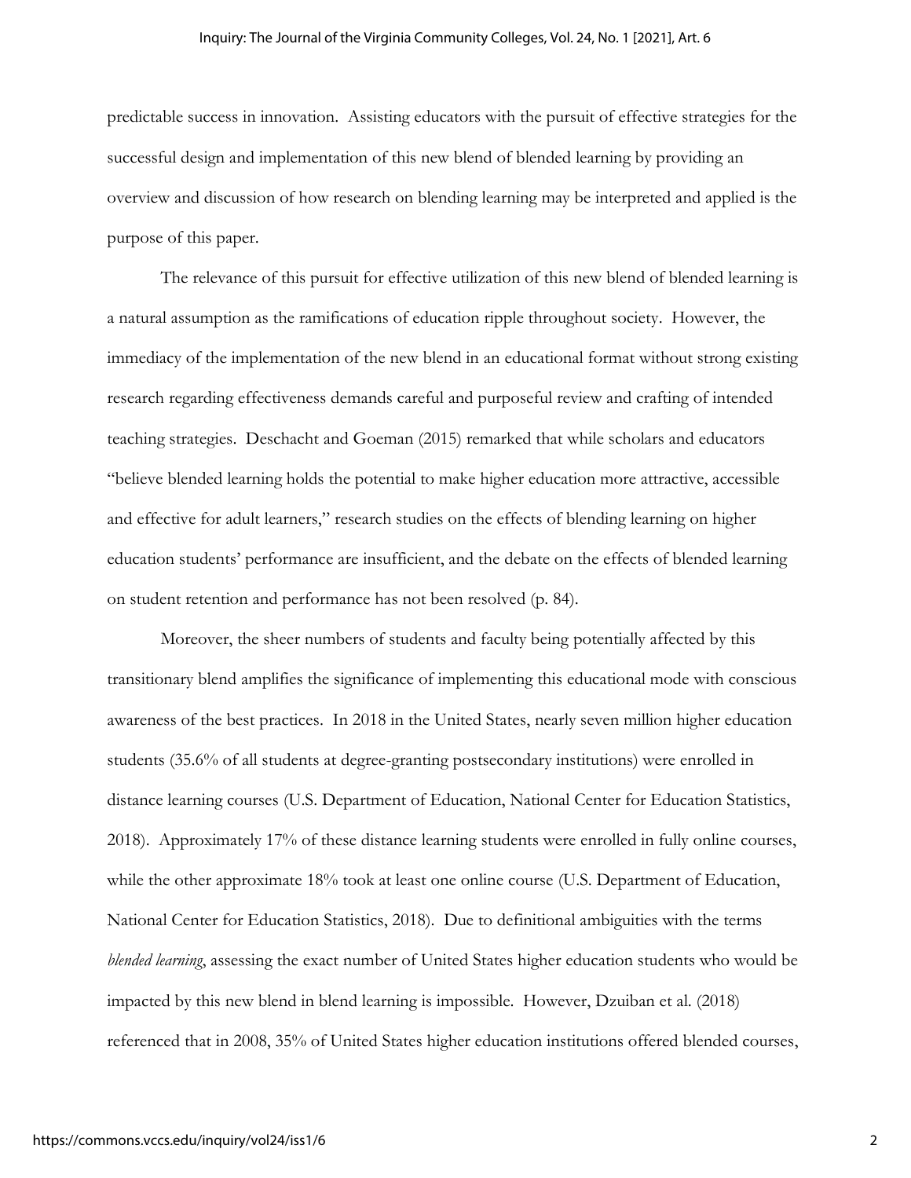predictable success in innovation. Assisting educators with the pursuit of effective strategies for the successful design and implementation of this new blend of blended learning by providing an overview and discussion of how research on blending learning may be interpreted and applied is the purpose of this paper.

The relevance of this pursuit for effective utilization of this new blend of blended learning is a natural assumption as the ramifications of education ripple throughout society. However, the immediacy of the implementation of the new blend in an educational format without strong existing research regarding effectiveness demands careful and purposeful review and crafting of intended teaching strategies. Deschacht and Goeman (2015) remarked that while scholars and educators "believe blended learning holds the potential to make higher education more attractive, accessible and effective for adult learners," research studies on the effects of blending learning on higher education students' performance are insufficient, and the debate on the effects of blended learning on student retention and performance has not been resolved (p. 84).

Moreover, the sheer numbers of students and faculty being potentially affected by this transitional blend amplifies the significance of implementing this educational mode with conscious awareness of the best practices. In 2018 in the United States, nearly seven million higher education students (35.6% of all students at degree-granting postsecondary institutions) were enrolled in distance learning courses (U.S. Department of Education, National Center for Education Statistics, 2018). Approximately 17% of these distance learning students were enrolled in fully online courses, while the other approximate 18% took at least one online course (U.S. Department of Education, National Center for Education Statistics, 2018). Due to definitional ambiguities with the terms *blended learning*, assessing the exact number of United States higher education students who would be impacted by this new blend in blend learning is impossible. However, Dzuiban et al. (2018) referenced that in 2008, 35% of United States higher education institutions offered blended courses,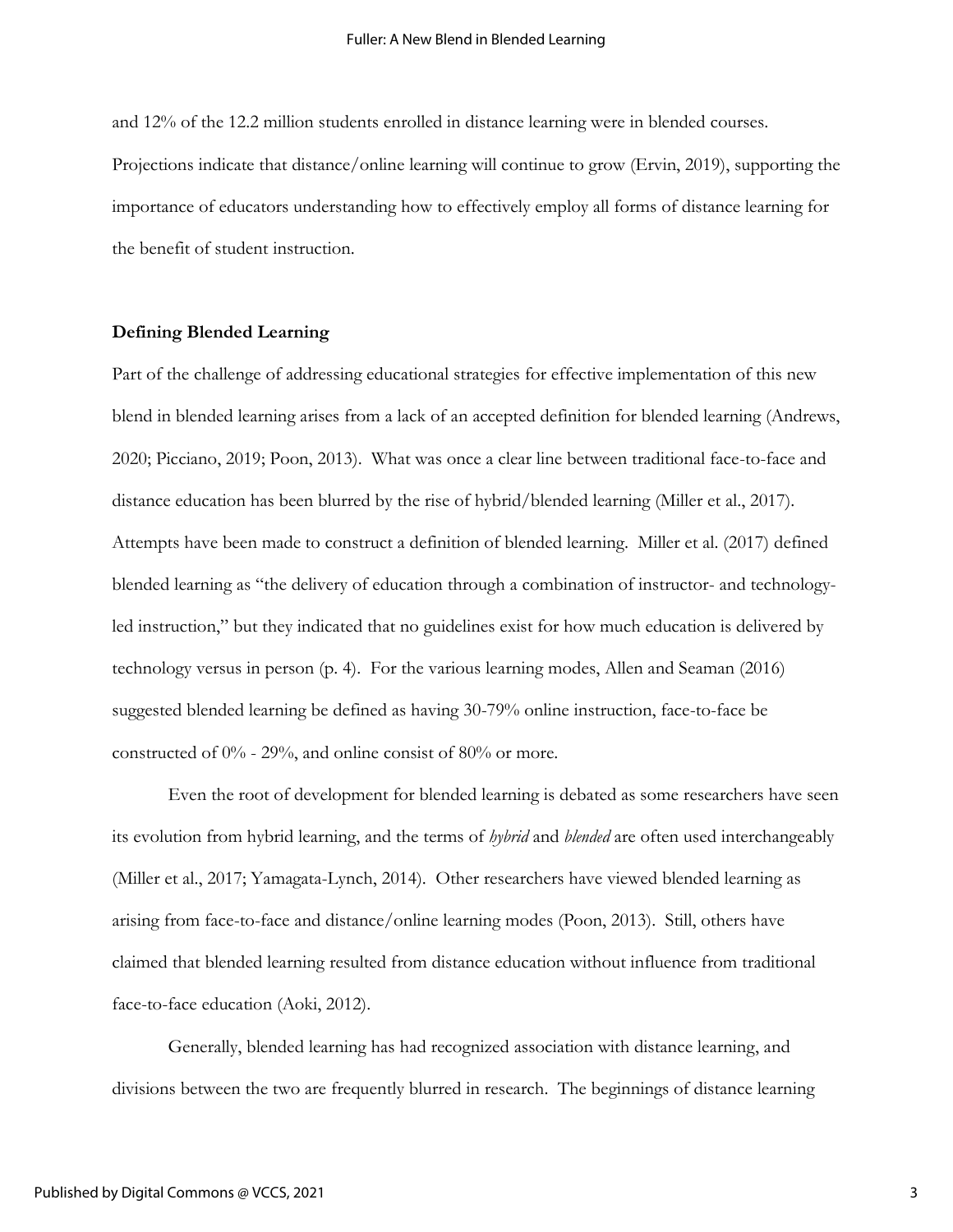and 12% of the 12.2 million students enrolled in distance learning were in blended courses. Projections indicate that distance/online learning will continue to grow (Ervin, 2019), supporting the importance of educators understanding how to effectively employ all forms of distance learning for the benefit of student instruction.

## Defining Blended Learning

Part of the challenge of addressing educational strategies for effective implementation of this new blend in blended learning arises from a lack of an accepted definition for blended learning (Andrews, 2020; Picciano, 2019; Poon, 2013). What was once a clear line between traditional face-to-face and distance education has been blurred by the rise of hybrid/blended learning (Miller et al., 2017). Attempts have been made to construct a definition of blended learning. Miller et al. (2017) defined blended learning as "the delivery of education through a combination of instructor- and technology-led instruction," but they indicated that no guidelines exist for how much education is delivered by technology versus in person (p. 4). For the various learning modes, Allen and Seaman (2016) suggested blended learning be defined as having 30-79% online instruction, face-to-face be constructed of 0% - 29%, and online consist of 80% or more.

Even the root of development for blended learning is debated as some researchers have seen its evolution from hybrid learning, and the terms of *hybrid* and *blended* are often used interchangeably (Miller et al., 2017; Yamagata-Lynch, 2014). Other researchers have viewed blended learning as arising from face-to-face and distance/online learning modes (Poon, 2013). Still, others have claimed that blended learning resulted from distance education without influence from traditional face-to-face education (Aoki, 2012).

Generally, blended learning has had recognized association with distance learning, and divisions between the two are frequently blurred in research. The beginnings of distance learning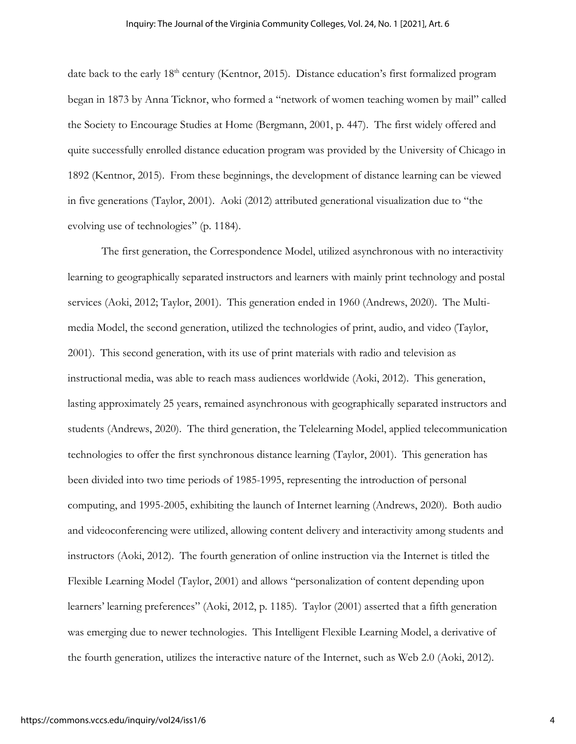date back to the early 18th century (Kentnor, 2015). Distance education's first formalized program began in 1873 by Anna Ticknor, who formed a "network of women teaching women by mail" called the Society to Encourage Studies at Home (Bergmann, 2001, p. 447). The first widely offered and quite successfully enrolled distance education program was provided by the University of Chicago in 1892 (Kentnor, 2015). From these beginnings, the development of distance learning can be viewed in five generations (Taylor, 2001). Aoki (2012) attributed generational visualization due to "the evolving use of technologies" (p. 1184).

The first generation, the Correspondence Model, utilized asynchronous with no interactivity learning to geographically separated instructors and learners with mainly print technology and postal services (Aoki, 2012; Taylor, 2001). This generation ended in 1960 (Andrews, 2020). The Multi-media Model, the second generation, utilized the technologies of print, audio, and video (Taylor, 2001). This second generation, with its use of print materials with radio and television as instructional media, was able to reach mass audiences worldwide (Aoki, 2012). This generation, lasting approximately 25 years, remained asynchronous with geographically separated instructors and students (Andrews, 2020). The third generation, the Telelearning Model, applied telecommunication technologies to offer the first synchronous distance learning (Taylor, 2001). This generation has been divided into two time periods of 1985-1995, representing the introduction of personal computing, and 1995-2005, exhibiting the launch of Internet learning (Andrews, 2020). Both audio and videoconferencing were utilized, allowing content delivery and interactivity among students and instructors (Aoki, 2012). The fourth generation of online instruction via the Internet is titled the Flexible Learning Model (Taylor, 2001) and allows "personalization of content depending upon learners' learning preferences" (Aoki, 2012, p. 1185). Taylor (2001) asserted that a fifth generation was emerging due to newer technologies. This Intelligent Flexible Learning Model, a derivative of the fourth generation, utilizes the interactive nature of the Internet, such as Web 2.0 (Aoki, 2012).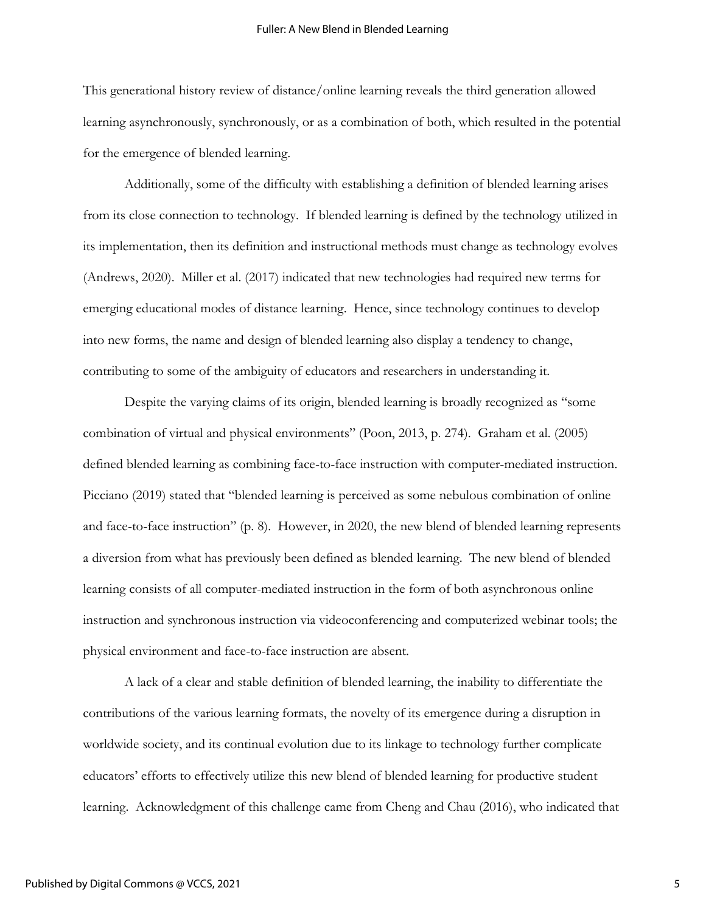This generational history review of distance/online learning reveals the third generation allowed learning asynchronously, synchronously, or as a combination of both, which resulted in the potential for the emergence of blended learning.

Additionally, some of the difficulty with establishing a definition of blended learning arises from its close connection to technology. If blended learning is defined by the technology utilized in its implementation, then its definition and instructional methods must change as technology evolves (Andrews, 2020). Miller et al. (2017) indicated that new technologies had required new terms for emerging educational modes of distance learning. Hence, since technology continues to develop into new forms, the name and design of blended learning also display a tendency to change, contributing to some of the ambiguity of educators and researchers in understanding it.

Despite the varying claims of its origin, blended learning is broadly recognized as "some combination of virtual and physical environments" (Poon, 2013, p. 274). Graham et al. (2005) defined blended learning as combining face-to-face instruction with computer-mediated instruction. Picciano (2019) stated that "blended learning is perceived as some nebulous combination of online and face-to-face instruction" (p. 8). However, in 2020, the new blend of blended learning represents a diversion from what has previously been defined as blended learning. The new blend of blended learning consists of all computer-mediated instruction in the form of both asynchronous online instruction and synchronous instruction via videoconferencing and computerized webinar tools; the physical environment and face-to-face instruction are absent.

A lack of a clear and stable definition of blended learning, the inability to differentiate the contributions of the various learning formats, the novelty of its emergence during a disruption in worldwide society, and its continual evolution due to its linkage to technology further complicate educators' efforts to effectively utilize this new blend of blended learning for productive student learning. Acknowledgment of this challenge came from Cheng and Chau (2016), who indicated that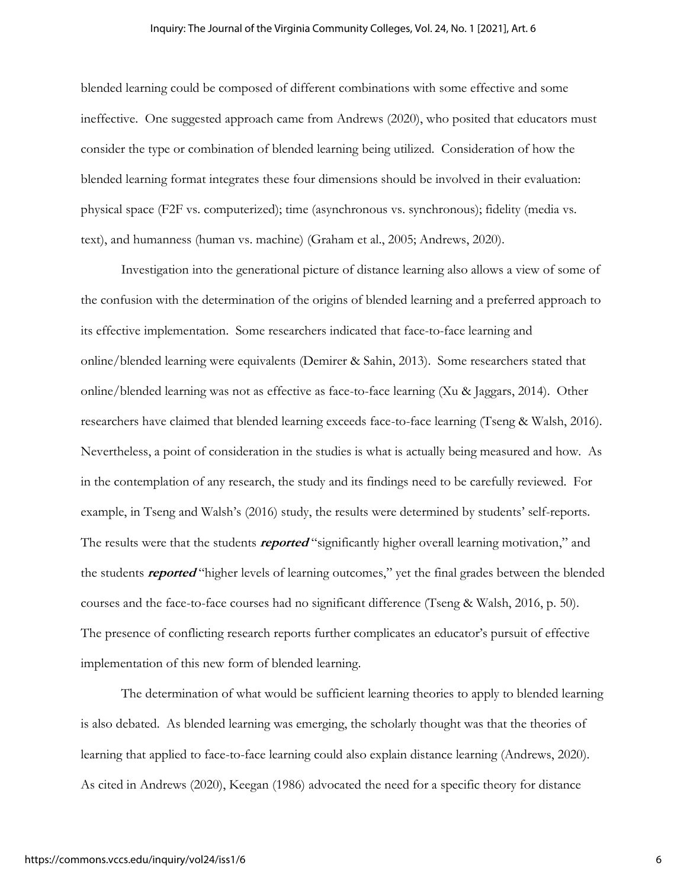blended learning could be composed of different combinations with some effective and some ineffective. One suggested approach came from Andrews (2020), who posited that educators must consider the type or combination of blended learning being utilized. Consideration of how the blended learning format integrates these four dimensions should be involved in their evaluation: physical space (F2F vs. computerized); time (asynchronous vs. synchronous); fidelity (media vs. text), and humanness (human vs. machine) (Graham et al., 2005; Andrews, 2020).

Investigation into the generational picture of distance learning also allows a view of some of the confusion with the determination of the origins of blended learning and a preferred approach to its effective implementation. Some researchers indicated that face-to-face learning and online/blended learning were equivalents (Demirer & Sahin, 2013). Some researchers stated that online/blended learning was not as effective as face-to-face learning (Xu & Jaggars, 2014). Other researchers have claimed that blended learning exceeds face-to-face learning (Tseng & Walsh, 2016). Nevertheless, a point of consideration in the studies is what is actually being measured and how. As in the contemplation of any research, the study and its findings need to be carefully reviewed. For example, in Tseng and Walsh's (2016) study, the results were determined by students' self-reports. The results were that the students ***reported*** "significantly higher overall learning motivation," and the students ***reported*** "higher levels of learning outcomes," yet the final grades between the blended courses and the face-to-face courses had no significant difference (Tseng & Walsh, 2016, p. 50). The presence of conflicting research reports further complicates an educator's pursuit of effective implementation of this new form of blended learning.

The determination of what would be sufficient learning theories to apply to blended learning is also debated. As blended learning was emerging, the scholarly thought was that the theories of learning that applied to face-to-face learning could also explain distance learning (Andrews, 2020). As cited in Andrews (2020), Keegan (1986) advocated the need for a specific theory for distance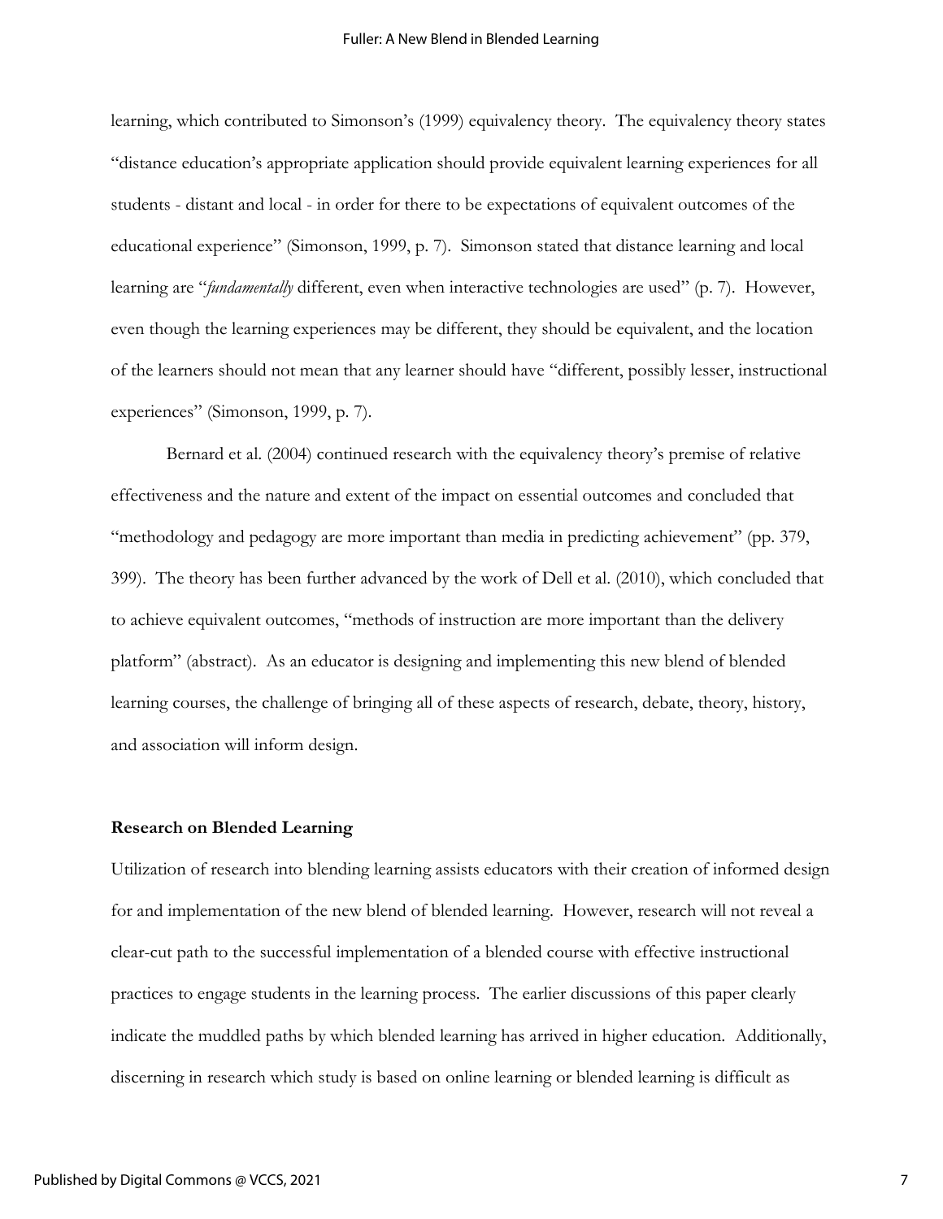learning, which contributed to Simonson's (1999) equivalency theory. The equivalency theory states "distance education's appropriate application should provide equivalent learning experiences for all students - distant and local - in order for there to be expectations of equivalent outcomes of the educational experience" (Simonson, 1999, p. 7). Simonson stated that distance learning and local learning are "*fundamentally* different, even when interactive technologies are used" (p. 7). However, even though the learning experiences may be different, they should be equivalent, and the location of the learners should not mean that any learner should have "different, possibly lesser, instructional experiences" (Simonson, 1999, p. 7).

Bernard et al. (2004) continued research with the equivalency theory's premise of relative effectiveness and the nature and extent of the impact on essential outcomes and concluded that "methodology and pedagogy are more important than media in predicting achievement" (pp. 379, 399). The theory has been further advanced by the work of Dell et al. (2010), which concluded that to achieve equivalent outcomes, "methods of instruction are more important than the delivery platform" (abstract). As an educator is designing and implementing this new blend of blended learning courses, the challenge of bringing all of these aspects of research, debate, theory, history, and association will inform design.

**Research on Blended Learning**

Utilization of research into blending learning assists educators with their creation of informed design for and implementation of the new blend of blended learning. However, research will not reveal a clear-cut path to the successful implementation of a blended course with effective instructional practices to engage students in the learning process. The earlier discussions of this paper clearly indicate the muddled paths by which blended learning has arrived in higher education. Additionally, discerning in research which study is based on online learning or blended learning is difficult as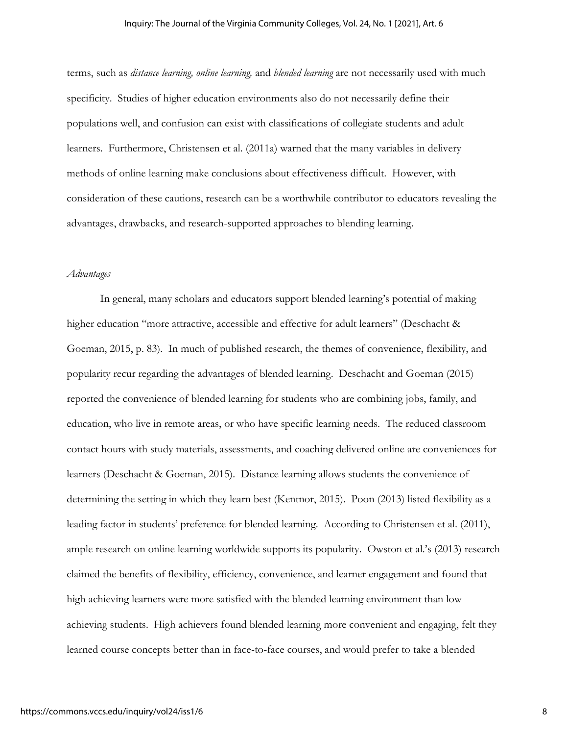terms, such as *distance learning, online learning,* and *blended learning* are not necessarily used with much specificity. Studies of higher education environments also do not necessarily define their populations well, and confusion can exist with classifications of collegiate students and adult learners. Furthermore, Christensen et al. (2011a) warned that the many variables in delivery methods of online learning make conclusions about effectiveness difficult. However, with consideration of these cautions, research can be a worthwhile contributor to educators revealing the advantages, drawbacks, and research-supported approaches to blending learning.

### *Advantages*

In general, many scholars and educators support blended learning's potential of making higher education "more attractive, accessible and effective for adult learners" (Deschacht & Goeman, 2015, p. 83). In much of published research, the themes of convenience, flexibility, and popularity recur regarding the advantages of blended learning. Deschacht and Goeman (2015) reported the convenience of blended learning for students who are combining jobs, family, and education, who live in remote areas, or who have specific learning needs. The reduced classroom contact hours with study materials, assessments, and coaching delivered online are conveniences for learners (Deschacht & Goeman, 2015). Distance learning allows students the convenience of determining the setting in which they learn best (Kentnor, 2015). Poon (2013) listed flexibility as a leading factor in students' preference for blended learning. According to Christensen et al. (2011), ample research on online learning worldwide supports its popularity. Owston et al.'s (2013) research claimed the benefits of flexibility, efficiency, convenience, and learner engagement and found that high achieving learners were more satisfied with the blended learning environment than low achieving students. High achievers found blended learning more convenient and engaging, felt they learned course concepts better than in face-to-face courses, and would prefer to take a blended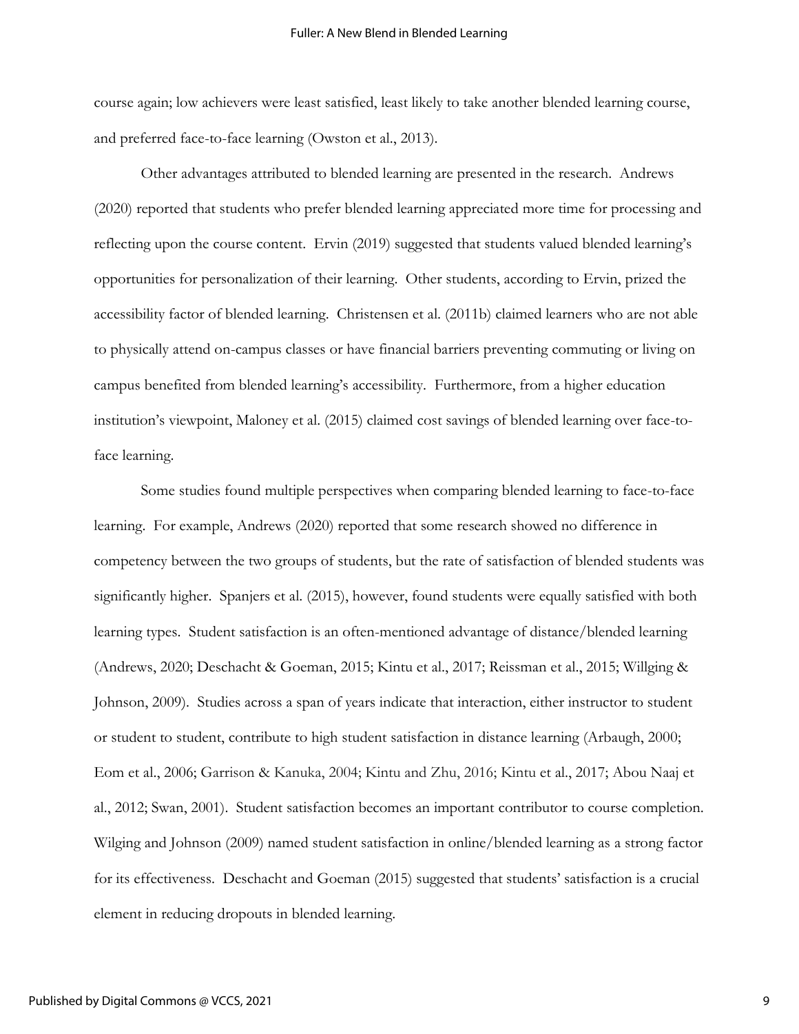course again; low achievers were least satisfied, least likely to take another blended learning course, and preferred face-to-face learning (Owston et al., 2013).

Other advantages attributed to blended learning are presented in the research. Andrews (2020) reported that students who prefer blended learning appreciated more time for processing and reflecting upon the course content. Ervin (2019) suggested that students valued blended learning's opportunities for personalization of their learning. Other students, according to Ervin, prized the accessibility factor of blended learning. Christensen et al. (2011b) claimed learners who are not able to physically attend on-campus classes or have financial barriers preventing commuting or living on campus benefited from blended learning's accessibility. Furthermore, from a higher education institution's viewpoint, Maloney et al. (2015) claimed cost savings of blended learning over face-to-face learning.

Some studies found multiple perspectives when comparing blended learning to face-to-face learning. For example, Andrews (2020) reported that some research showed no difference in competency between the two groups of students, but the rate of satisfaction of blended students was significantly higher. Spanjers et al. (2015), however, found students were equally satisfied with both learning types. Student satisfaction is an often-mentioned advantage of distance/blended learning (Andrews, 2020; Deschacht & Goeman, 2015; Kintu et al., 2017; Reissman et al., 2015; Willging & Johnson, 2009). Studies across a span of years indicate that interaction, either instructor to student or student to student, contribute to high student satisfaction in distance learning (Arbaugh, 2000; Eom et al., 2006; Garrison & Kanuka, 2004; Kintu and Zhu, 2016; Kintu et al., 2017; Abou Naaj et al., 2012; Swan, 2001). Student satisfaction becomes an important contributor to course completion. Wilging and Johnson (2009) named student satisfaction in online/blended learning as a strong factor for its effectiveness. Deschacht and Goeman (2015) suggested that students' satisfaction is a crucial element in reducing dropouts in blended learning.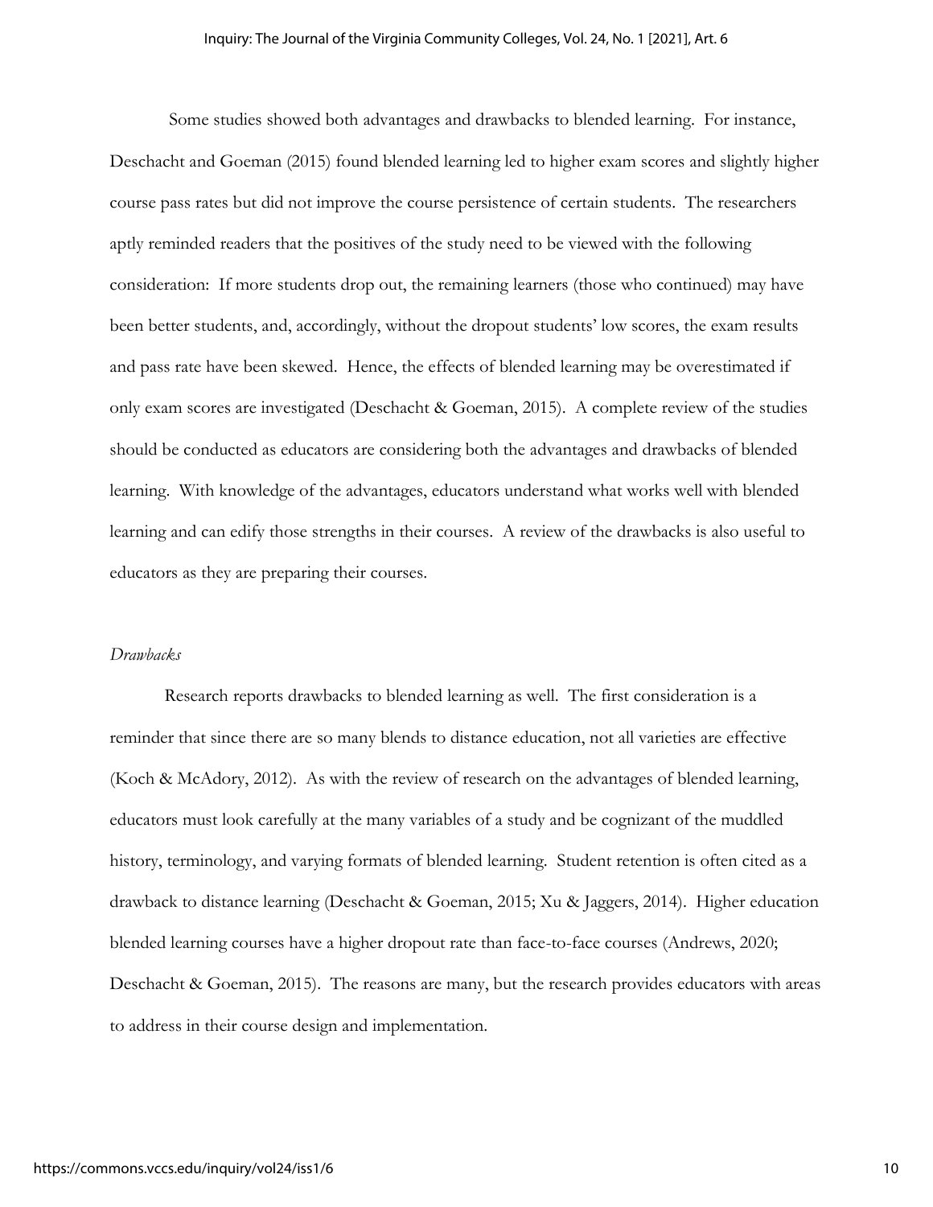Some studies showed both advantages and drawbacks to blended learning. For instance, Deschacht and Goeman (2015) found blended learning led to higher exam scores and slightly higher course pass rates but did not improve the course persistence of certain students. The researchers aptly reminded readers that the positives of the study need to be viewed with the following consideration: If more students drop out, the remaining learners (those who continued) may have been better students, and, accordingly, without the dropout students' low scores, the exam results and pass rate have been skewed. Hence, the effects of blended learning may be overestimated if only exam scores are investigated (Deschacht & Goeman, 2015). A complete review of the studies should be conducted as educators are considering both the advantages and drawbacks of blended learning. With knowledge of the advantages, educators understand what works well with blended learning and can edify those strengths in their courses. A review of the drawbacks is also useful to educators as they are preparing their courses.

*Drawbacks*

Research reports drawbacks to blended learning as well. The first consideration is a reminder that since there are so many blends to distance education, not all varieties are effective (Koch & McAdory, 2012). As with the review of research on the advantages of blended learning, educators must look carefully at the many variables of a study and be cognizant of the muddled history, terminology, and varying formats of blended learning. Student retention is often cited as a drawback to distance learning (Deschacht & Goeman, 2015; Xu & Jaggers, 2014). Higher education blended learning courses have a higher dropout rate than face-to-face courses (Andrews, 2020; Deschacht & Goeman, 2015). The reasons are many, but the research provides educators with areas to address in their course design and implementation.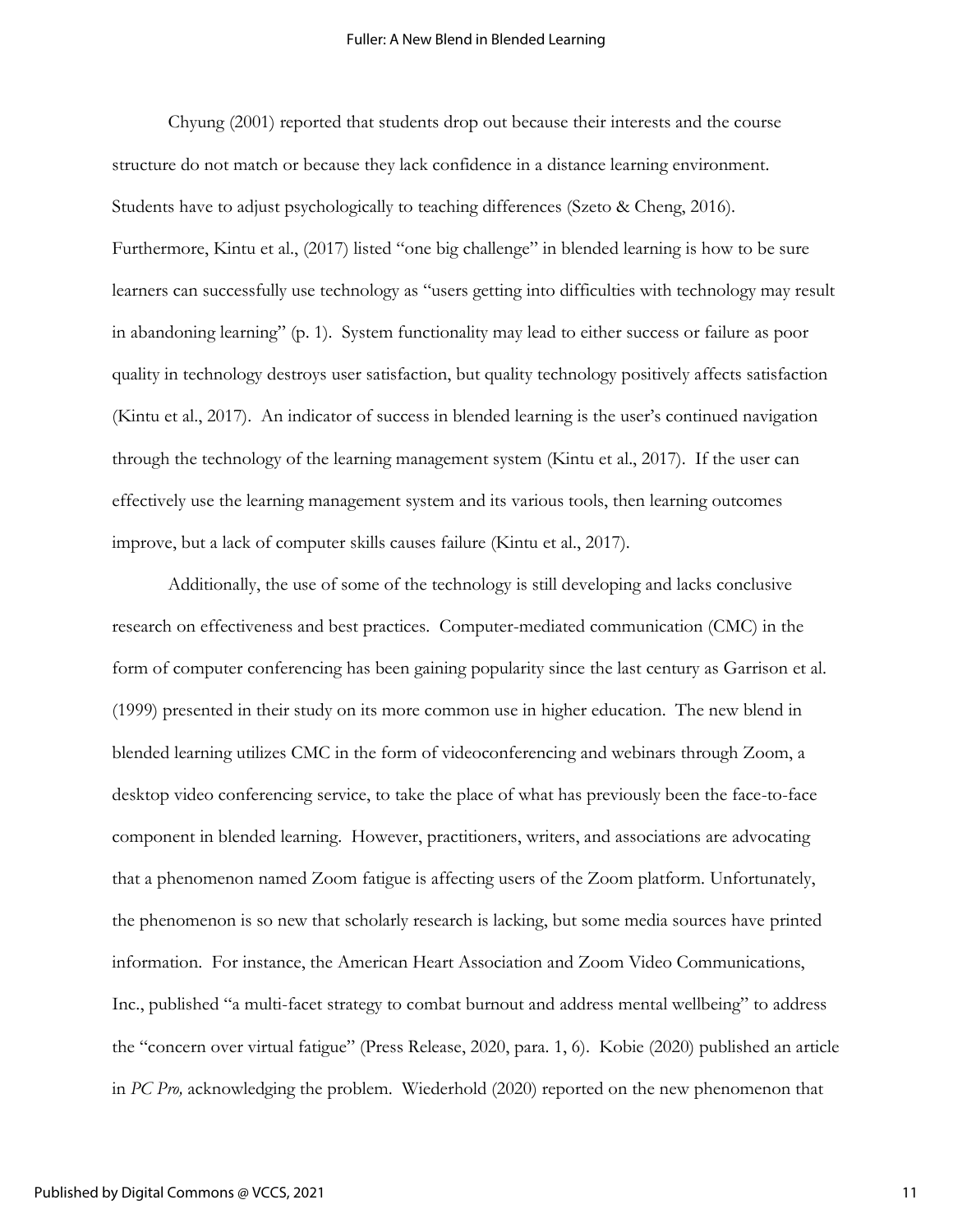Chyung (2001) reported that students drop out because their interests and the course structure do not match or because they lack confidence in a distance learning environment. Students have to adjust psychologically to teaching differences (Szeto & Cheng, 2016). Furthermore, Kintu et al., (2017) listed "one big challenge" in blended learning is how to be sure learners can successfully use technology as "users getting into difficulties with technology may result in abandoning learning" (p. 1). System functionality may lead to either success or failure as poor quality in technology destroys user satisfaction, but quality technology positively affects satisfaction (Kintu et al., 2017). An indicator of success in blended learning is the user's continued navigation through the technology of the learning management system (Kintu et al., 2017). If the user can effectively use the learning management system and its various tools, then learning outcomes improve, but a lack of computer skills causes failure (Kintu et al., 2017).

Additionally, the use of some of the technology is still developing and lacks conclusive research on effectiveness and best practices. Computer-mediated communication (CMC) in the form of computer conferencing has been gaining popularity since the last century as Garrison et al. (1999) presented in their study on its more common use in higher education. The new blend in blended learning utilizes CMC in the form of videoconferencing and webinars through Zoom, a desktop video conferencing service, to take the place of what has previously been the face-to-face component in blended learning. However, practitioners, writers, and associations are advocating that a phenomenon named Zoom fatigue is affecting users of the Zoom platform. Unfortunately, the phenomenon is so new that scholarly research is lacking, but some media sources have printed information. For instance, the American Heart Association and Zoom Video Communications, Inc., published "a multi-facet strategy to combat burnout and address mental wellbeing" to address the "concern over virtual fatigue" (Press Release, 2020, para. 1, 6). Kobie (2020) published an article in *PC Pro,* acknowledging the problem. Wiederhold (2020) reported on the new phenomenon that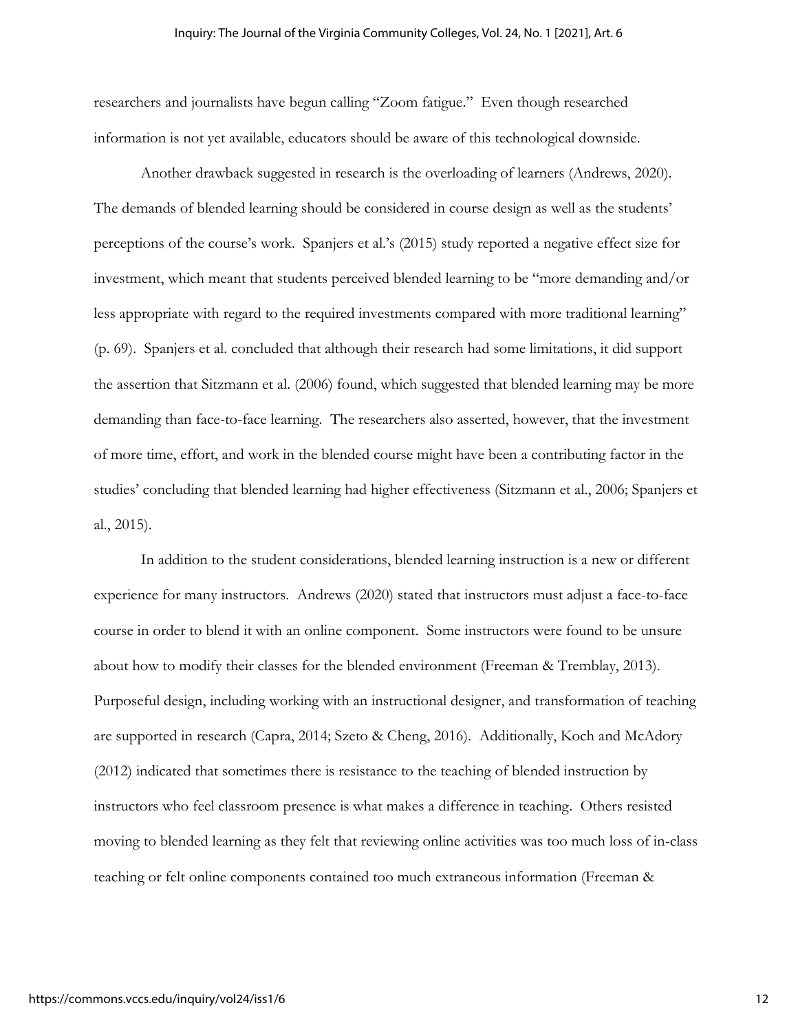researchers and journalists have begun calling "Zoom fatigue." Even though researched information is not yet available, educators should be aware of this technological downside.

Another drawback suggested in research is the overloading of learners (Andrews, 2020). The demands of blended learning should be considered in course design as well as the students' perceptions of the course's work. Spanjers et al.'s (2015) study reported a negative effect size for investment, which meant that students perceived blended learning to be "more demanding and/or less appropriate with regard to the required investments compared with more traditional learning" (p. 69). Spanjers et al. concluded that although their research had some limitations, it did support the assertion that Sitzmann et al. (2006) found, which suggested that blended learning may be more demanding than face-to-face learning. The researchers also asserted, however, that the investment of more time, effort, and work in the blended course might have been a contributing factor in the studies' concluding that blended learning had higher effectiveness (Sitzmann et al., 2006; Spanjers et al., 2015).

In addition to the student considerations, blended learning instruction is a new or different experience for many instructors. Andrews (2020) stated that instructors must adjust a face-to-face course in order to blend it with an online component. Some instructors were found to be unsure about how to modify their classes for the blended environment (Freeman & Tremblay, 2013). Purposeful design, including working with an instructional designer, and transformation of teaching are supported in research (Capra, 2014; Szeto & Cheng, 2016). Additionally, Koch and McAdory (2012) indicated that sometimes there is resistance to the teaching of blended instruction by instructors who feel classroom presence is what makes a difference in teaching. Others resisted moving to blended learning as they felt that reviewing online activities was too much loss of in-class teaching or felt online components contained too much extraneous information (Freeman &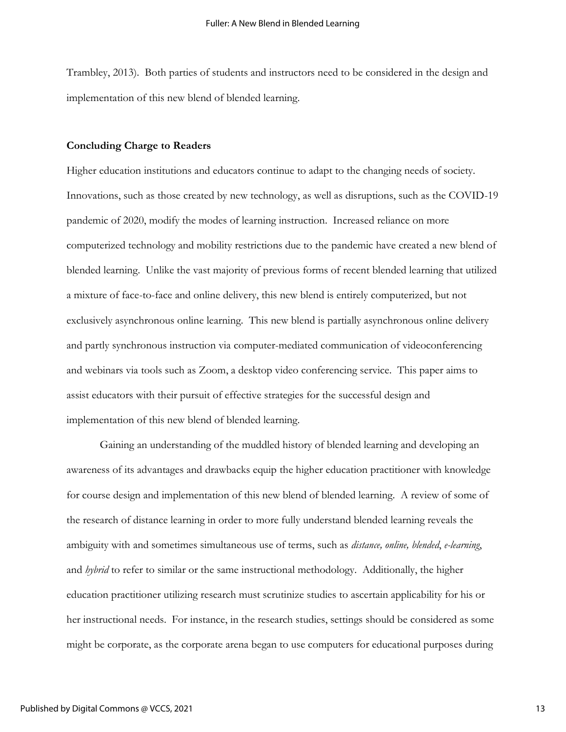Trambley, 2013). Both parties of students and instructors need to be considered in the design and implementation of this new blend of blended learning.

## Concluding Charge to Readers

Higher education institutions and educators continue to adapt to the changing needs of society. Innovations, such as those created by new technology, as well as disruptions, such as the COVID-19 pandemic of 2020, modify the modes of learning instruction. Increased reliance on more computerized technology and mobility restrictions due to the pandemic have created a new blend of blended learning. Unlike the vast majority of previous forms of recent blended learning that utilized a mixture of face-to-face and online delivery, this new blend is entirely computerized, but not exclusively asynchronous online learning. This new blend is partially asynchronous online delivery and partly synchronous instruction via computer-mediated communication of videoconferencing and webinars via tools such as Zoom, a desktop video conferencing service. This paper aims to assist educators with their pursuit of effective strategies for the successful design and implementation of this new blend of blended learning.

Gaining an understanding of the muddled history of blended learning and developing an awareness of its advantages and drawbacks equip the higher education practitioner with knowledge for course design and implementation of this new blend of blended learning. A review of some of the research of distance learning in order to more fully understand blended learning reveals the ambiguity with and sometimes simultaneous use of terms, such as *distance, online, blended*, *e-learning*, and *hybrid* to refer to similar or the same instructional methodology. Additionally, the higher education practitioner utilizing research must scrutinize studies to ascertain applicability for his or her instructional needs. For instance, in the research studies, settings should be considered as some might be corporate, as the corporate arena began to use computers for educational purposes during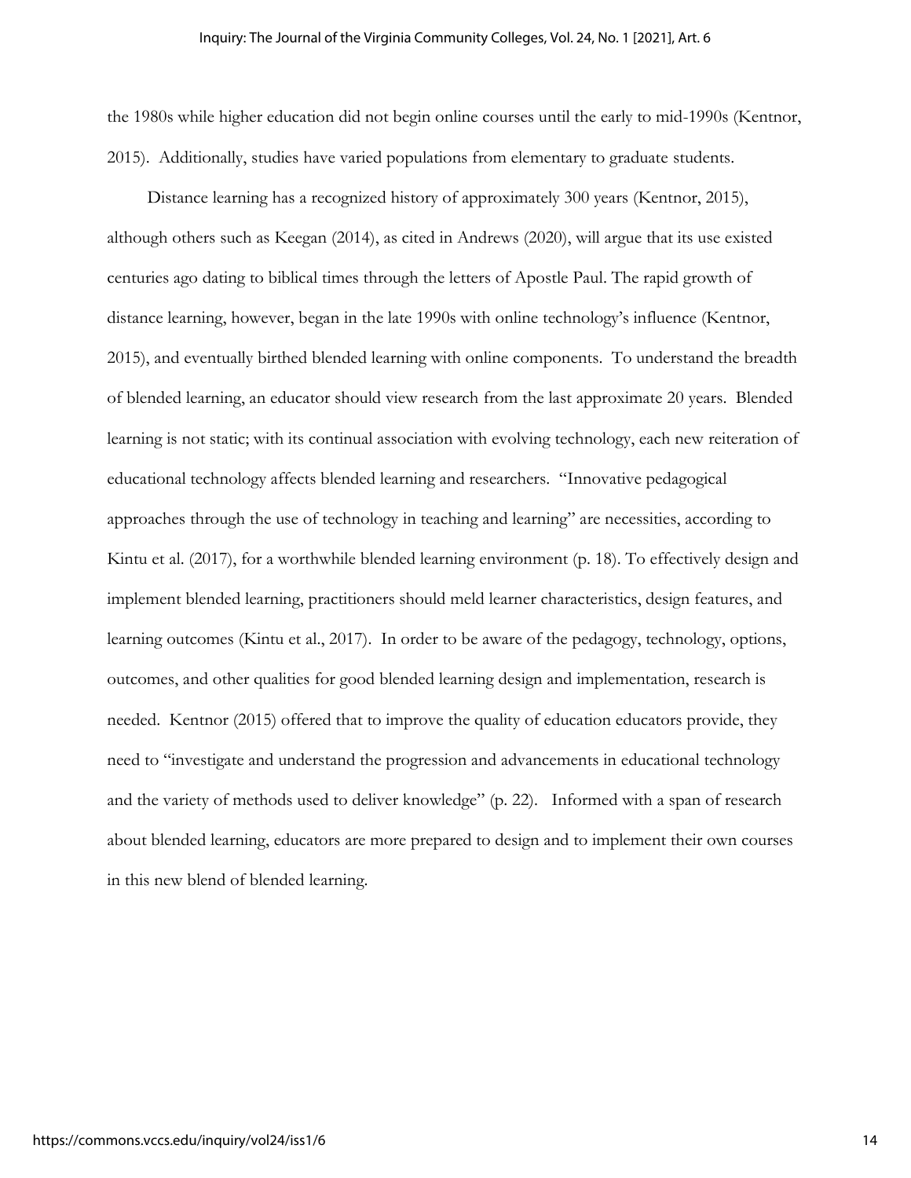the 1980s while higher education did not begin online courses until the early to mid-1990s (Kentnor, 2015). Additionally, studies have varied populations from elementary to graduate students.

Distance learning has a recognized history of approximately 300 years (Kentnor, 2015), although others such as Keegan (2014), as cited in Andrews (2020), will argue that its use existed centuries ago dating to biblical times through the letters of Apostle Paul. The rapid growth of distance learning, however, began in the late 1990s with online technology's influence (Kentnor, 2015), and eventually birthed blended learning with online components. To understand the breadth of blended learning, an educator should view research from the last approximate 20 years. Blended learning is not static; with its continual association with evolving technology, each new reiteration of educational technology affects blended learning and researchers. "Innovative pedagogical approaches through the use of technology in teaching and learning" are necessities, according to Kintu et al. (2017), for a worthwhile blended learning environment (p. 18). To effectively design and implement blended learning, practitioners should meld learner characteristics, design features, and learning outcomes (Kintu et al., 2017). In order to be aware of the pedagogy, technology, options, outcomes, and other qualities for good blended learning design and implementation, research is needed. Kentnor (2015) offered that to improve the quality of education educators provide, they need to "investigate and understand the progression and advancements in educational technology and the variety of methods used to deliver knowledge" (p. 22). Informed with a span of research about blended learning, educators are more prepared to design and to implement their own courses in this new blend of blended learning.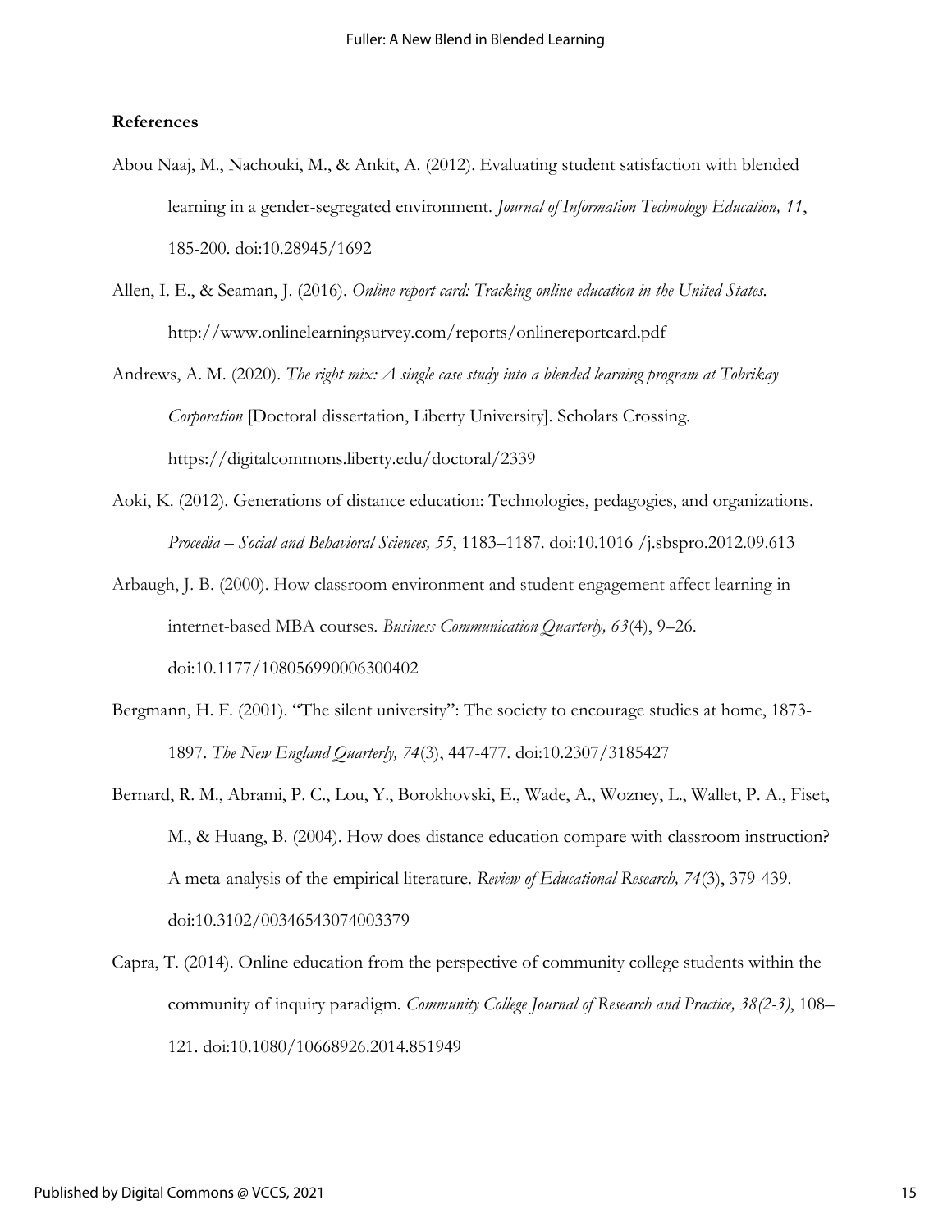**References**

Abou Naaj, M., Nachouki, M., & Ankit, A. (2012). Evaluating student satisfaction with blended learning in a gender-segregated environment. *Journal of Information Technology Education, 11*, 185-200. doi:10.28945/1692

Allen, I. E., & Seaman, J. (2016). *Online report card: Tracking online education in the United States*. http://www.onlinelearningsurvey.com/reports/onlinereportcard.pdf

Andrews, A. M. (2020). *The right mix: A single case study into a blended learning program at Tobrikay Corporation* [Doctoral dissertation, Liberty University]. Scholars Crossing. https://digitalcommons.liberty.edu/doctoral/2339

Aoki, K. (2012). Generations of distance education: Technologies, pedagogies, and organizations. *Procedia – Social and Behavioral Sciences, 55*, 1183–1187. doi:10.1016 /j.sbspro.2012.09.613

Arbaugh, J. B. (2000). How classroom environment and student engagement affect learning in internet-based MBA courses. *Business Communication Quarterly, 63*(4), 9–26. doi:10.1177/108056990006300402

Bergmann, H. F. (2001). "The silent university": The society to encourage studies at home, 1873-1897. *The New England Quarterly, 74*(3), 447-477. doi:10.2307/3185427

Bernard, R. M., Abrami, P. C., Lou, Y., Borokhovski, E., Wade, A., Wozney, L., Wallet, P. A., Fiset, M., & Huang, B. (2004). How does distance education compare with classroom instruction? A meta-analysis of the empirical literature. *Review of Educational Research, 74*(3), 379-439. doi:10.3102/00346543074003379

Capra, T. (2014). Online education from the perspective of community college students within the community of inquiry paradigm. *Community College Journal of Research and Practice, 38(2-3)*, 108–121. doi:10.1080/10668926.2014.851949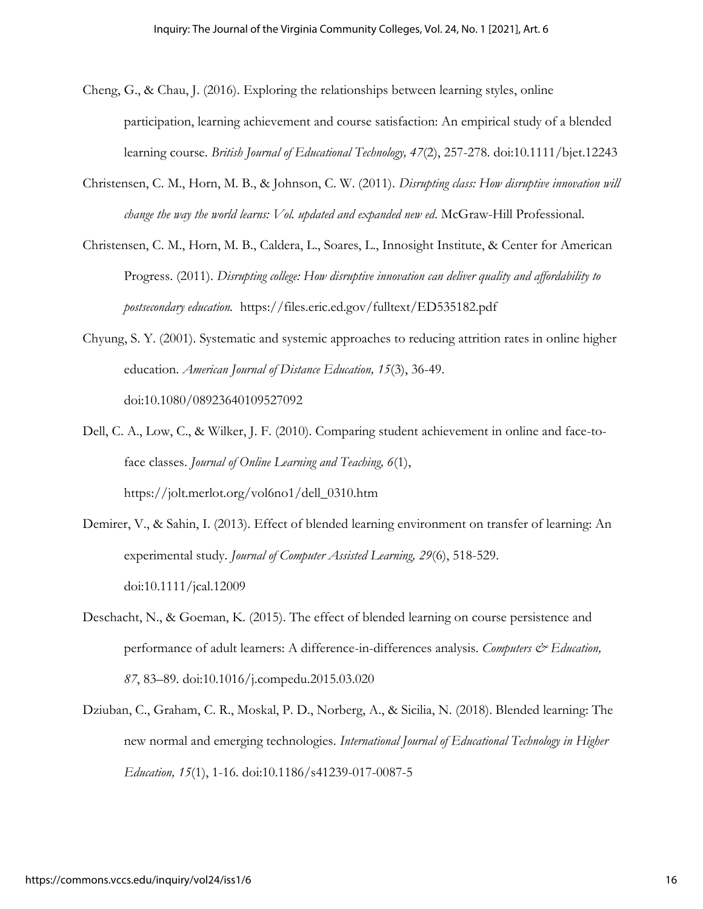Cheng, G., & Chau, J. (2016). Exploring the relationships between learning styles, online participation, learning achievement and course satisfaction: An empirical study of a blended learning course. *British Journal of Educational Technology, 47*(2), 257-278. doi:10.1111/bjet.12243

Christensen, C. M., Horn, M. B., & Johnson, C. W. (2011). *Disrupting class: How disruptive innovation will change the way the world learns: Vol. updated and expanded new ed*. McGraw-Hill Professional.

Christensen, C. M., Horn, M. B., Caldera, L., Soares, L., Innosight Institute, & Center for American Progress. (2011). *Disrupting college: How disruptive innovation can deliver quality and affordability to postsecondary education.* https://files.eric.ed.gov/fulltext/ED535182.pdf

Chyung, S. Y. (2001). Systematic and systemic approaches to reducing attrition rates in online higher education. *American Journal of Distance Education, 15*(3), 36-49. doi:10.1080/08923640109527092

Dell, C. A., Low, C., & Wilker, J. F. (2010). Comparing student achievement in online and face-to-face classes. *Journal of Online Learning and Teaching, 6*(1), https://jolt.merlot.org/vol6no1/dell_0310.htm

Demirer, V., & Sahin, I. (2013). Effect of blended learning environment on transfer of learning: An experimental study. *Journal of Computer Assisted Learning, 29*(6), 518-529. doi:10.1111/jcal.12009

Deschacht, N., & Goeman, K. (2015). The effect of blended learning on course persistence and performance of adult learners: A difference-in-differences analysis. *Computers & Education, 87*, 83–89. doi:10.1016/j.compedu.2015.03.020

Dziuban, C., Graham, C. R., Moskal, P. D., Norberg, A., & Sicilia, N. (2018). Blended learning: The new normal and emerging technologies. *International Journal of Educational Technology in Higher Education, 15*(1), 1-16. doi:10.1186/s41239-017-0087-5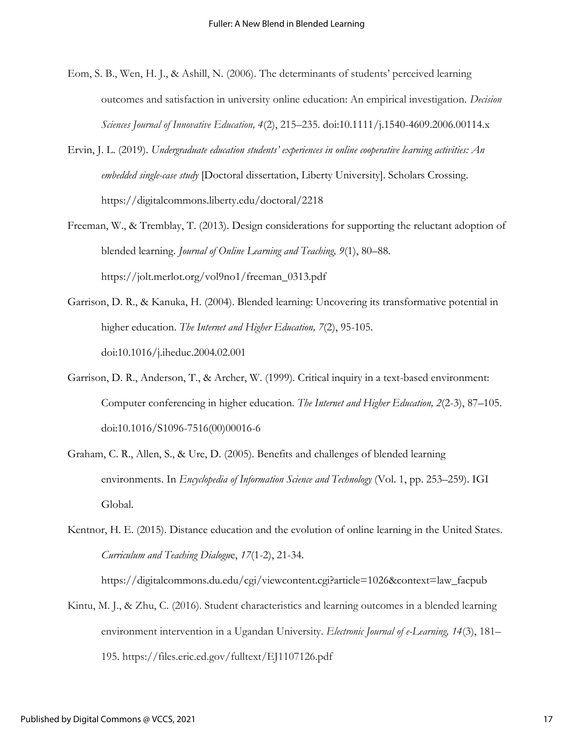Eom, S. B., Wen, H. J., & Ashill, N. (2006). The determinants of students' perceived learning outcomes and satisfaction in university online education: An empirical investigation. *Decision Sciences Journal of Innovative Education, 4*(2), 215–235. doi:10.1111/j.1540-4609.2006.00114.x

Ervin, J. L. (2019). *Undergraduate education students' experiences in online cooperative learning activities: An embedded single-case study* [Doctoral dissertation, Liberty University]. Scholars Crossing. https://digitalcommons.liberty.edu/doctoral/2218

Freeman, W., & Tremblay, T. (2013). Design considerations for supporting the reluctant adoption of blended learning. *Journal of Online Learning and Teaching, 9*(1), 80–88. https://jolt.merlot.org/vol9no1/freeman_0313.pdf

Garrison, D. R., & Kanuka, H. (2004). Blended learning: Uncovering its transformative potential in higher education. *The Internet and Higher Education, 7*(2), 95-105. doi:10.1016/j.iheduc.2004.02.001

Garrison, D. R., Anderson, T., & Archer, W. (1999). Critical inquiry in a text-based environment: Computer conferencing in higher education. *The Internet and Higher Education, 2*(2-3), 87–105. doi:10.1016/S1096-7516(00)00016-6

Graham, C. R., Allen, S., & Ure, D. (2005). Benefits and challenges of blended learning environments. In *Encyclopedia of Information Science and Technology* (Vol. 1, pp. 253–259). IGI Global.

Kentnor, H. E. (2015). Distance education and the evolution of online learning in the United States. *Curriculum and Teaching Dialogue*, *17*(1-2), 21-34. https://digitalcommons.du.edu/cgi/viewcontent.cgi?article=1026&context=law_facpub

Kintu, M. J., & Zhu, C. (2016). Student characteristics and learning outcomes in a blended learning environment intervention in a Ugandan University. *Electronic Journal of e-Learning, 14*(3), 181–195. https://files.eric.ed.gov/fulltext/EJ1107126.pdf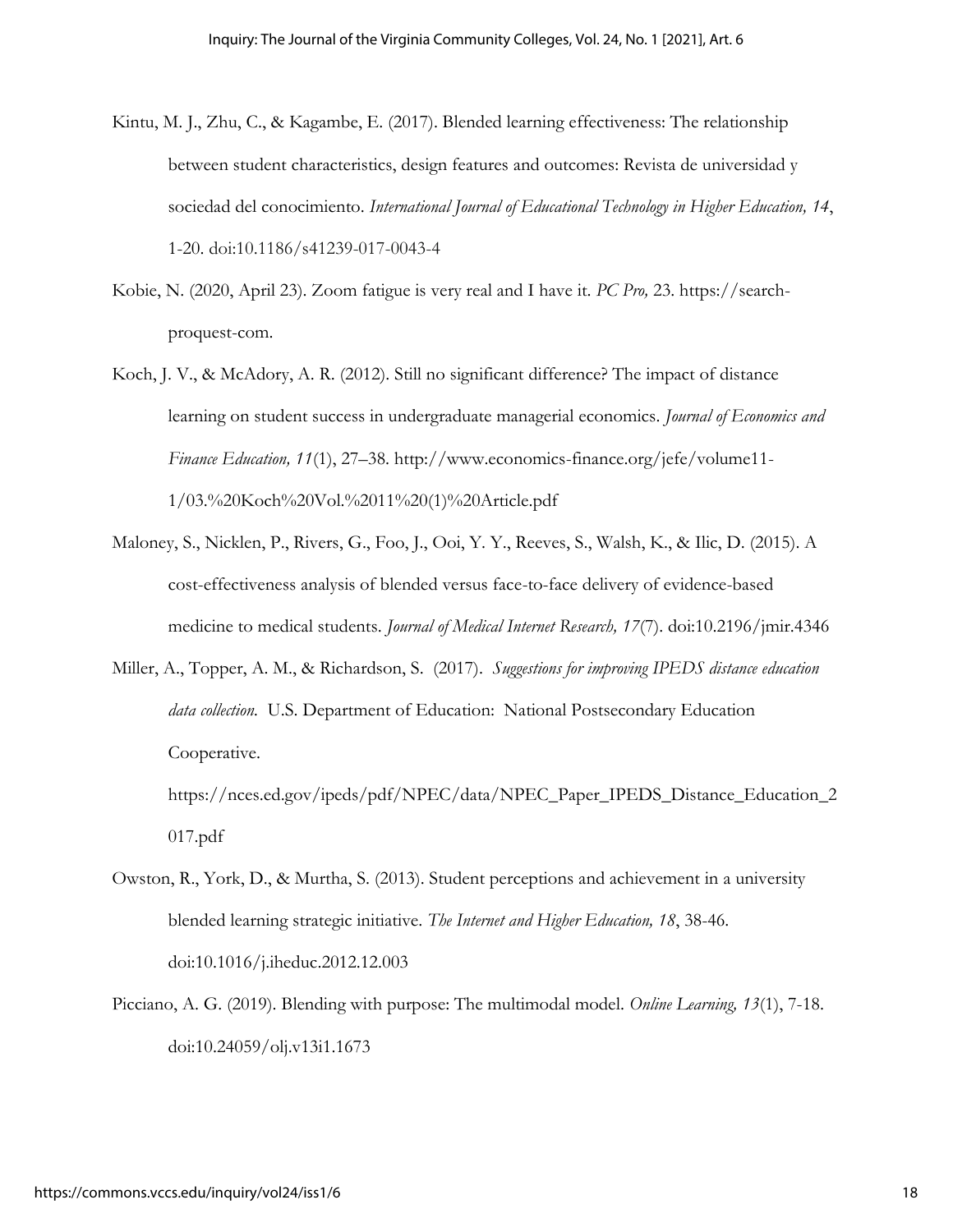Kintu, M. J., Zhu, C., & Kagambe, E. (2017). Blended learning effectiveness: The relationship between student characteristics, design features and outcomes: Revista de universidad y sociedad del conocimiento. *International Journal of Educational Technology in Higher Education, 14*, 1-20. doi:10.1186/s41239-017-0043-4

Kobie, N. (2020, April 23). Zoom fatigue is very real and I have it. *PC Pro,* 23. https://search-proquest-com.

Koch, J. V., & McAdory, A. R. (2012). Still no significant difference? The impact of distance learning on student success in undergraduate managerial economics. *Journal of Economics and Finance Education, 11*(1), 27–38. http://www.economics-finance.org/jefe/volume11-1/03.%20Koch%20Vol.%2011%20(1)%20Article.pdf

Maloney, S., Nicklen, P., Rivers, G., Foo, J., Ooi, Y. Y., Reeves, S., Walsh, K., & Ilic, D. (2015). A cost-effectiveness analysis of blended versus face-to-face delivery of evidence-based medicine to medical students. *Journal of Medical Internet Research, 17*(7). doi:10.2196/jmir.4346

Miller, A., Topper, A. M., & Richardson, S. (2017). *Suggestions for improving IPEDS distance education data collection.* U.S. Department of Education: National Postsecondary Education Cooperative. https://nces.ed.gov/ipeds/pdf/NPEC/data/NPEC_Paper_IPEDS_Distance_Education_2017.pdf

Owston, R., York, D., & Murtha, S. (2013). Student perceptions and achievement in a university blended learning strategic initiative. *The Internet and Higher Education, 18*, 38-46. doi:10.1016/j.iheduc.2012.12.003

Picciano, A. G. (2019). Blending with purpose: The multimodal model. *Online Learning, 13*(1), 7-18. doi:10.24059/olj.v13i1.1673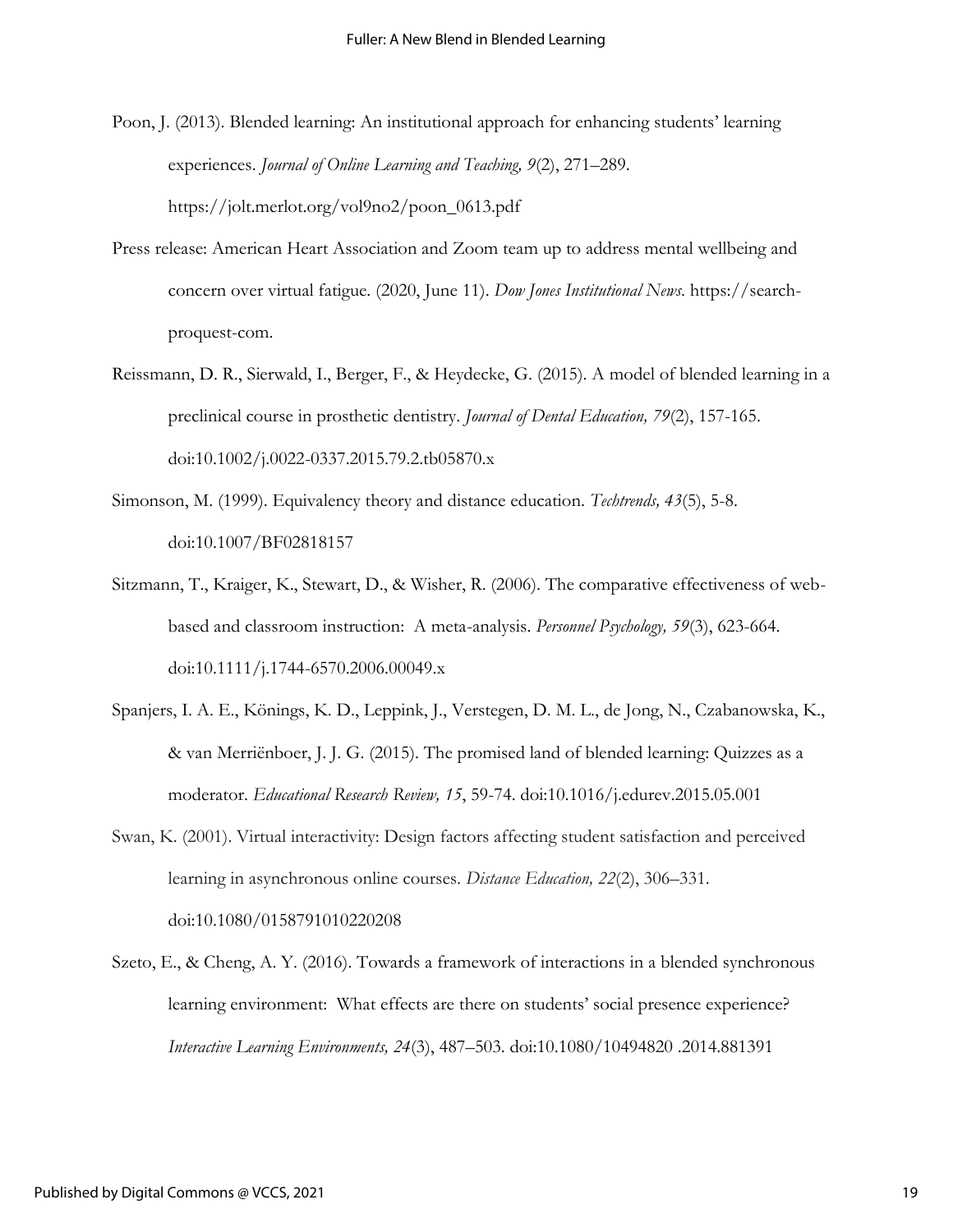Poon, J. (2013). Blended learning: An institutional approach for enhancing students' learning experiences. *Journal of Online Learning and Teaching, 9*(2), 271–289. https://jolt.merlot.org/vol9no2/poon_0613.pdf

Press release: American Heart Association and Zoom team up to address mental wellbeing and concern over virtual fatigue. (2020, June 11). *Dow Jones Institutional News*. https://search-proquest-com.

Reissmann, D. R., Sierwald, I., Berger, F., & Heydecke, G. (2015). A model of blended learning in a preclinical course in prosthetic dentistry. *Journal of Dental Education, 79*(2), 157-165. doi:10.1002/j.0022-0337.2015.79.2.tb05870.x

Simonson, M. (1999). Equivalency theory and distance education. *Techtrends, 43*(5), 5-8. doi:10.1007/BF02818157

Sitzmann, T., Kraiger, K., Stewart, D., & Wisher, R. (2006). The comparative effectiveness of web-based and classroom instruction: A meta-analysis. *Personnel Psychology, 59*(3), 623-664. doi:10.1111/j.1744-6570.2006.00049.x

Spanjers, I. A. E., Könings, K. D., Leppink, J., Verstegen, D. M. L., de Jong, N., Czabanowska, K., & van Merriënboer, J. J. G. (2015). The promised land of blended learning: Quizzes as a moderator. *Educational Research Review, 15*, 59-74. doi:10.1016/j.edurev.2015.05.001

Swan, K. (2001). Virtual interactivity: Design factors affecting student satisfaction and perceived learning in asynchronous online courses. *Distance Education, 22*(2), 306–331. doi:10.1080/0158791010220208

Szeto, E., & Cheng, A. Y. (2016). Towards a framework of interactions in a blended synchronous learning environment: What effects are there on students' social presence experience? *Interactive Learning Environments, 24*(3), 487–503. doi:10.1080/10494820 .2014.881391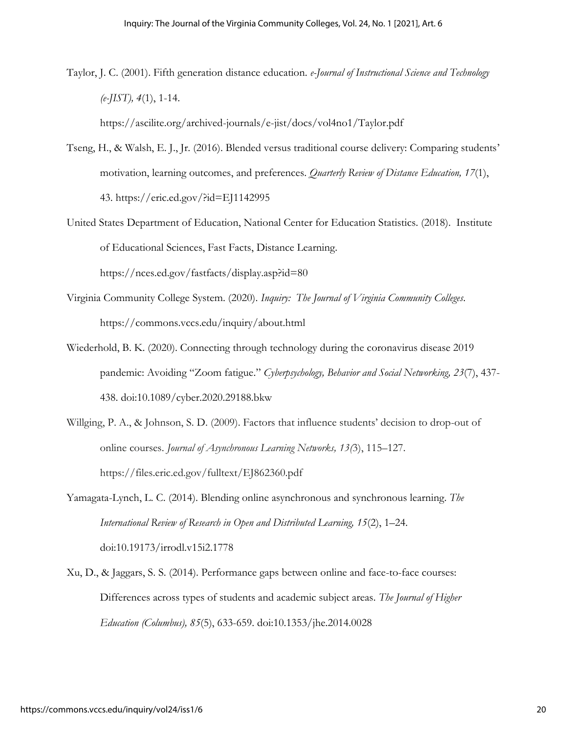Taylor, J. C. (2001). Fifth generation distance education. *e-Journal of Instructional Science and Technology (e-JIST), 4*(1), 1-14. https://ascilite.org/archived-journals/e-jist/docs/vol4no1/Taylor.pdf

Tseng, H., & Walsh, E. J., Jr. (2016). Blended versus traditional course delivery: Comparing students' motivation, learning outcomes, and preferences. *Quarterly Review of Distance Education, 17*(1), 43. https://eric.ed.gov/?id=EJ1142995

United States Department of Education, National Center for Education Statistics. (2018). Institute of Educational Sciences, Fast Facts, Distance Learning. https://nces.ed.gov/fastfacts/display.asp?id=80

Virginia Community College System. (2020). *Inquiry: The Journal of Virginia Community Colleges*. https://commons.vccs.edu/inquiry/about.html

Wiederhold, B. K. (2020). Connecting through technology during the coronavirus disease 2019 pandemic: Avoiding "Zoom fatigue." *Cyberpsychology, Behavior and Social Networking, 23*(7), 437-438. doi:10.1089/cyber.2020.29188.bkw

Willging, P. A., & Johnson, S. D. (2009). Factors that influence students' decision to drop-out of online courses. *Journal of Asynchronous Learning Networks, 13(*3), 115–127. https://files.eric.ed.gov/fulltext/EJ862360.pdf

Yamagata-Lynch, L. C. (2014). Blending online asynchronous and synchronous learning. *The International Review of Research in Open and Distributed Learning, 15*(2), 1–24. doi:10.19173/irrodl.v15i2.1778

Xu, D., & Jaggars, S. S. (2014). Performance gaps between online and face-to-face courses: Differences across types of students and academic subject areas. *The Journal of Higher Education (Columbus), 85*(5), 633-659. doi:10.1353/jhe.2014.0028